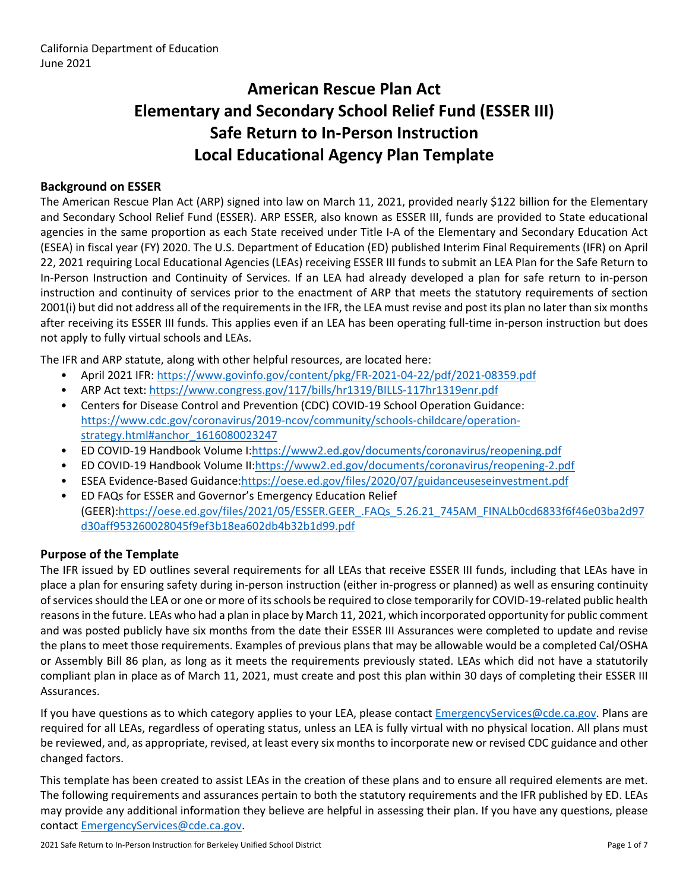California Department of Education
June 2021

# American Rescue Plan Act Elementary and Secondary School Relief Fund (ESSER III) Safe Return to In-Person Instruction Local Educational Agency Plan Template

## Background on ESSER

The American Rescue Plan Act (ARP) signed into law on March 11, 2021, provided nearly $122 billion for the Elementary and Secondary School Relief Fund (ESSER). ARP ESSER, also known as ESSER III, funds are provided to State educational agencies in the same proportion as each State received under Title I-A of the Elementary and Secondary Education Act (ESEA) in fiscal year (FY) 2020. The U.S. Department of Education (ED) published Interim Final Requirements (IFR) on April 22, 2021 requiring Local Educational Agencies (LEAs) receiving ESSER III funds to submit an LEA Plan for the Safe Return to In-Person Instruction and Continuity of Services. If an LEA had already developed a plan for safe return to in-person instruction and continuity of services prior to the enactment of ARP that meets the statutory requirements of section 2001(i) but did not address all of the requirements in the IFR, the LEA must revise and post its plan no later than six months after receiving its ESSER III funds. This applies even if an LEA has been operating full-time in-person instruction but does not apply to fully virtual schools and LEAs.

The IFR and ARP statute, along with other helpful resources, are located here:

- April 2021 IFR: https://www.govinfo.gov/content/pkg/FR-2021-04-22/pdf/2021-08359.pdf
- ARP Act text: https://www.congress.gov/117/bills/hr1319/BILLS-117hr1319enr.pdf
- Centers for Disease Control and Prevention (CDC) COVID-19 School Operation Guidance: https://www.cdc.gov/coronavirus/2019-ncov/community/schools-childcare/operation-strategy.html#anchor_1616080023247
- ED COVID-19 Handbook Volume I:https://www2.ed.gov/documents/coronavirus/reopening.pdf
- ED COVID-19 Handbook Volume II:https://www2.ed.gov/documents/coronavirus/reopening-2.pdf
- ESEA Evidence-Based Guidance:https://oese.ed.gov/files/2020/07/guidanceuseseinvestment.pdf
- ED FAQs for ESSER and Governor's Emergency Education Relief (GEER):https://oese.ed.gov/files/2021/05/ESSER.GEER_.FAQs_5.26.21_745AM_FINALb0cd6833f6f46e03ba2d97d30aff953260028045f9ef3b18ea602db4b32b1d99.pdf

## Purpose of the Template

The IFR issued by ED outlines several requirements for all LEAs that receive ESSER III funds, including that LEAs have in place a plan for ensuring safety during in-person instruction (either in-progress or planned) as well as ensuring continuity of services should the LEA or one or more of its schools be required to close temporarily for COVID-19-related public health reasons in the future. LEAs who had a plan in place by March 11, 2021, which incorporated opportunity for public comment and was posted publicly have six months from the date their ESSER III Assurances were completed to update and revise the plans to meet those requirements. Examples of previous plans that may be allowable would be a completed Cal/OSHA or Assembly Bill 86 plan, as long as it meets the requirements previously stated. LEAs which did not have a statutorily compliant plan in place as of March 11, 2021, must create and post this plan within 30 days of completing their ESSER III Assurances.

If you have questions as to which category applies to your LEA, please contact EmergencyServices@cde.ca.gov. Plans are required for all LEAs, regardless of operating status, unless an LEA is fully virtual with no physical location. All plans must be reviewed, and, as appropriate, revised, at least every six months to incorporate new or revised CDC guidance and other changed factors.

This template has been created to assist LEAs in the creation of these plans and to ensure all required elements are met. The following requirements and assurances pertain to both the statutory requirements and the IFR published by ED. LEAs may provide any additional information they believe are helpful in assessing their plan. If you have any questions, please contact EmergencyServices@cde.ca.gov.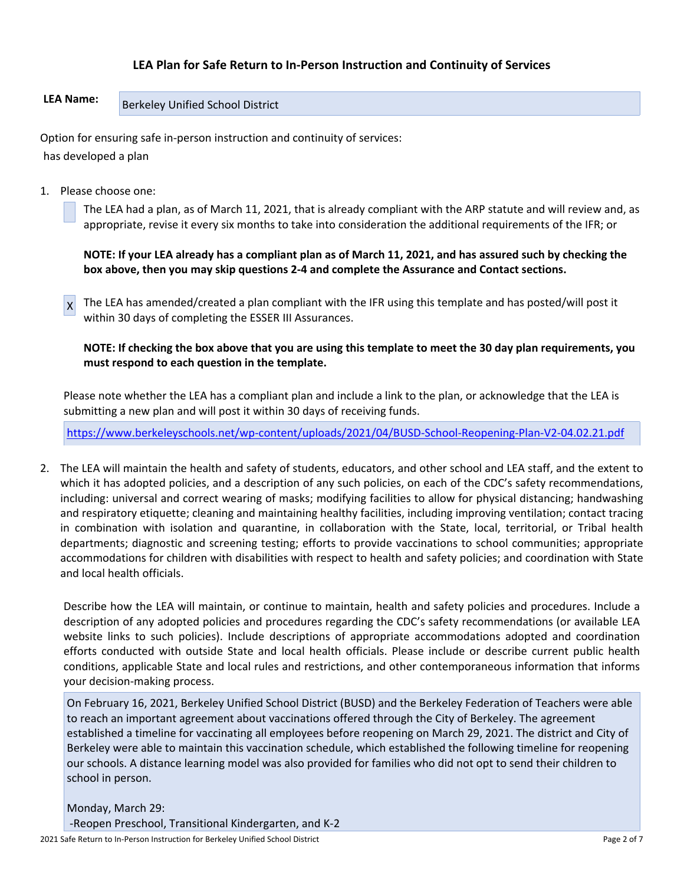### LEA Plan for Safe Return to In-Person Instruction and Continuity of Services

**LEA Name:** Berkeley Unified School District

Option for ensuring safe in-person instruction and continuity of services:

has developed a plan

1. Please choose one:

   [ ] The LEA had a plan, as of March 11, 2021, that is already compliant with the ARP statute and will review and, as appropriate, revise it every six months to take into consideration the additional requirements of the IFR; or

   **NOTE: If your LEA already has a compliant plan as of March 11, 2021, and has assured such by checking the box above, then you may skip questions 2-4 and complete the Assurance and Contact sections.**

   [X] The LEA has amended/created a plan compliant with the IFR using this template and has posted/will post it within 30 days of completing the ESSER III Assurances.

   **NOTE: If checking the box above that you are using this template to meet the 30 day plan requirements, you must respond to each question in the template.**

   Please note whether the LEA has a compliant plan and include a link to the plan, or acknowledge that the LEA is submitting a new plan and will post it within 30 days of receiving funds.

   https://www.berkeleyschools.net/wp-content/uploads/2021/04/BUSD-School-Reopening-Plan-V2-04.02.21.pdf

2. The LEA will maintain the health and safety of students, educators, and other school and LEA staff, and the extent to which it has adopted policies, and a description of any such policies, on each of the CDC's safety recommendations, including: universal and correct wearing of masks; modifying facilities to allow for physical distancing; handwashing and respiratory etiquette; cleaning and maintaining healthy facilities, including improving ventilation; contact tracing in combination with isolation and quarantine, in collaboration with the State, local, territorial, or Tribal health departments; diagnostic and screening testing; efforts to provide vaccinations to school communities; appropriate accommodations for children with disabilities with respect to health and safety policies; and coordination with State and local health officials.

   Describe how the LEA will maintain, or continue to maintain, health and safety policies and procedures. Include a description of any adopted policies and procedures regarding the CDC's safety recommendations (or available LEA website links to such policies). Include descriptions of appropriate accommodations adopted and coordination efforts conducted with outside State and local health officials. Please include or describe current public health conditions, applicable State and local rules and restrictions, and other contemporaneous information that informs your decision-making process.

   On February 16, 2021, Berkeley Unified School District (BUSD) and the Berkeley Federation of Teachers were able to reach an important agreement about vaccinations offered through the City of Berkeley. The agreement established a timeline for vaccinating all employees before reopening on March 29, 2021. The district and City of Berkeley were able to maintain this vaccination schedule, which established the following timeline for reopening our schools. A distance learning model was also provided for families who did not opt to send their children to school in person.

   Monday, March 29:
   -Reopen Preschool, Transitional Kindergarten, and K-2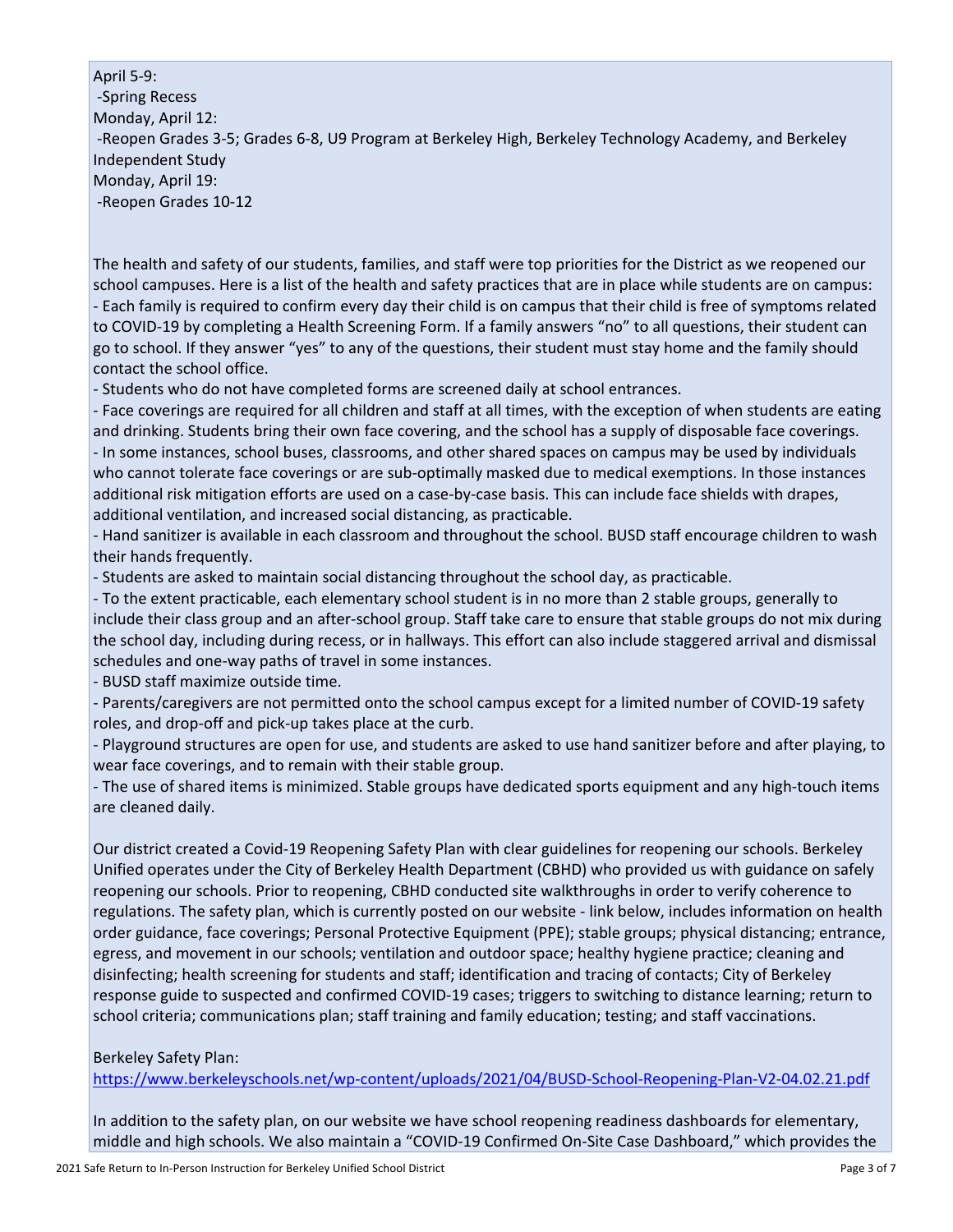April 5-9:
-Spring Recess
Monday, April 12:
-Reopen Grades 3-5; Grades 6-8, U9 Program at Berkeley High, Berkeley Technology Academy, and Berkeley Independent Study
Monday, April 19:
-Reopen Grades 10-12

The health and safety of our students, families, and staff were top priorities for the District as we reopened our school campuses. Here is a list of the health and safety practices that are in place while students are on campus:

- Each family is required to confirm every day their child is on campus that their child is free of symptoms related to COVID-19 by completing a Health Screening Form. If a family answers "no" to all questions, their student can go to school. If they answer "yes" to any of the questions, their student must stay home and the family should contact the school office.
- Students who do not have completed forms are screened daily at school entrances.
- Face coverings are required for all children and staff at all times, with the exception of when students are eating and drinking. Students bring their own face covering, and the school has a supply of disposable face coverings.
- In some instances, school buses, classrooms, and other shared spaces on campus may be used by individuals who cannot tolerate face coverings or are sub-optimally masked due to medical exemptions. In those instances additional risk mitigation efforts are used on a case-by-case basis. This can include face shields with drapes, additional ventilation, and increased social distancing, as practicable.
- Hand sanitizer is available in each classroom and throughout the school. BUSD staff encourage children to wash their hands frequently.
- Students are asked to maintain social distancing throughout the school day, as practicable.
- To the extent practicable, each elementary school student is in no more than 2 stable groups, generally to include their class group and an after-school group. Staff take care to ensure that stable groups do not mix during the school day, including during recess, or in hallways. This effort can also include staggered arrival and dismissal schedules and one-way paths of travel in some instances.
- BUSD staff maximize outside time.
- Parents/caregivers are not permitted onto the school campus except for a limited number of COVID-19 safety roles, and drop-off and pick-up takes place at the curb.
- Playground structures are open for use, and students are asked to use hand sanitizer before and after playing, to wear face coverings, and to remain with their stable group.
- The use of shared items is minimized. Stable groups have dedicated sports equipment and any high-touch items are cleaned daily.

Our district created a Covid-19 Reopening Safety Plan with clear guidelines for reopening our schools. Berkeley Unified operates under the City of Berkeley Health Department (CBHD) who provided us with guidance on safely reopening our schools. Prior to reopening, CBHD conducted site walkthroughs in order to verify coherence to regulations. The safety plan, which is currently posted on our website - link below, includes information on health order guidance, face coverings; Personal Protective Equipment (PPE); stable groups; physical distancing; entrance, egress, and movement in our schools; ventilation and outdoor space; healthy hygiene practice; cleaning and disinfecting; health screening for students and staff; identification and tracing of contacts; City of Berkeley response guide to suspected and confirmed COVID-19 cases; triggers to switching to distance learning; return to school criteria; communications plan; staff training and family education; testing; and staff vaccinations.

Berkeley Safety Plan:
https://www.berkeleyschools.net/wp-content/uploads/2021/04/BUSD-School-Reopening-Plan-V2-04.02.21.pdf

In addition to the safety plan, on our website we have school reopening readiness dashboards for elementary, middle and high schools. We also maintain a "COVID-19 Confirmed On-Site Case Dashboard," which provides the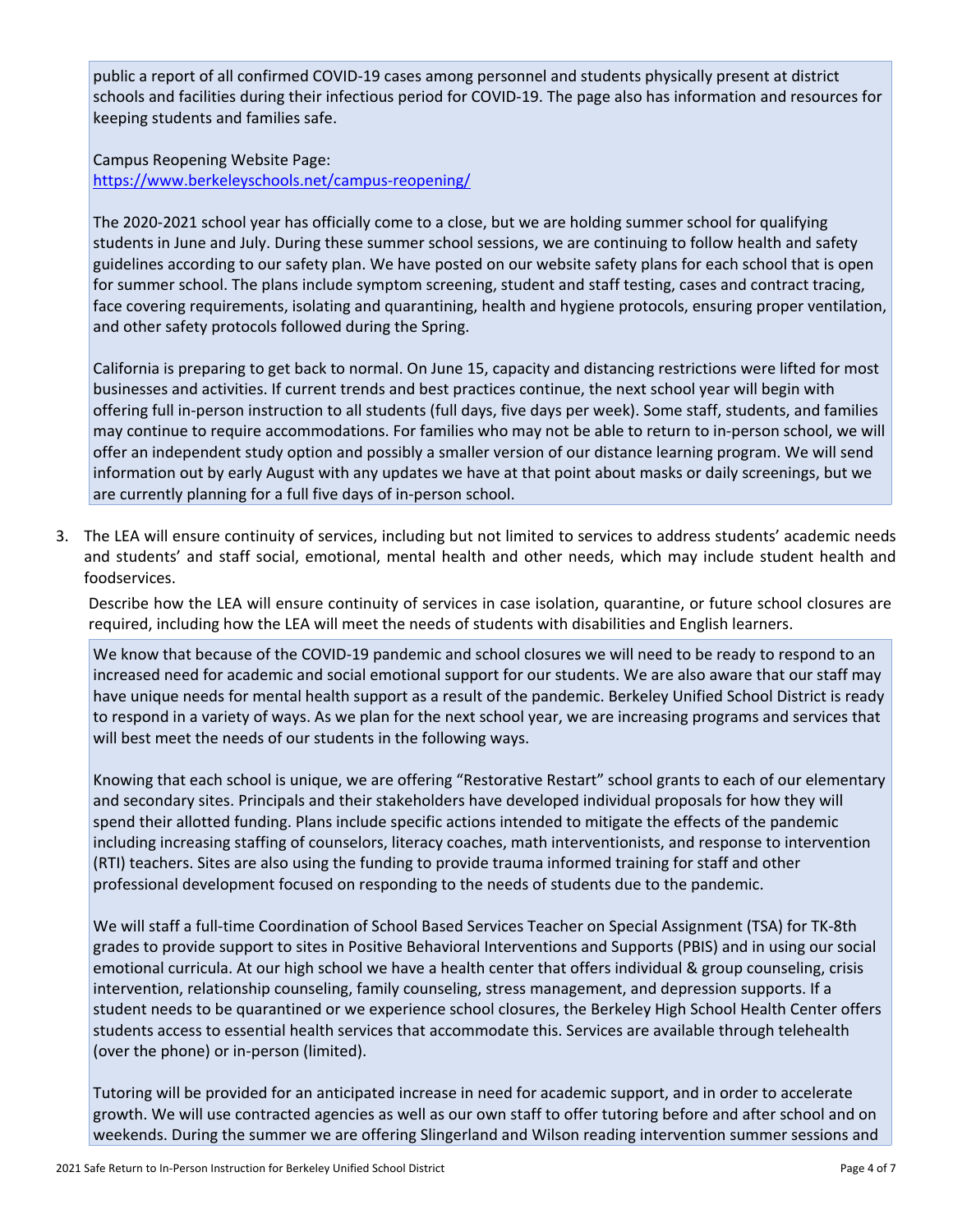public a report of all confirmed COVID-19 cases among personnel and students physically present at district schools and facilities during their infectious period for COVID-19. The page also has information and resources for keeping students and families safe.

Campus Reopening Website Page:
https://www.berkeleyschools.net/campus-reopening/

The 2020-2021 school year has officially come to a close, but we are holding summer school for qualifying students in June and July. During these summer school sessions, we are continuing to follow health and safety guidelines according to our safety plan. We have posted on our website safety plans for each school that is open for summer school. The plans include symptom screening, student and staff testing, cases and contract tracing, face covering requirements, isolating and quarantining, health and hygiene protocols, ensuring proper ventilation, and other safety protocols followed during the Spring.

California is preparing to get back to normal. On June 15, capacity and distancing restrictions were lifted for most businesses and activities. If current trends and best practices continue, the next school year will begin with offering full in-person instruction to all students (full days, five days per week). Some staff, students, and families may continue to require accommodations. For families who may not be able to return to in-person school, we will offer an independent study option and possibly a smaller version of our distance learning program. We will send information out by early August with any updates we have at that point about masks or daily screenings, but we are currently planning for a full five days of in-person school.

3. The LEA will ensure continuity of services, including but not limited to services to address students' academic needs and students' and staff social, emotional, mental health and other needs, which may include student health and foodservices.

   Describe how the LEA will ensure continuity of services in case isolation, quarantine, or future school closures are required, including how the LEA will meet the needs of students with disabilities and English learners.

We know that because of the COVID-19 pandemic and school closures we will need to be ready to respond to an increased need for academic and social emotional support for our students. We are also aware that our staff may have unique needs for mental health support as a result of the pandemic. Berkeley Unified School District is ready to respond in a variety of ways. As we plan for the next school year, we are increasing programs and services that will best meet the needs of our students in the following ways.

Knowing that each school is unique, we are offering "Restorative Restart" school grants to each of our elementary and secondary sites. Principals and their stakeholders have developed individual proposals for how they will spend their allotted funding. Plans include specific actions intended to mitigate the effects of the pandemic including increasing staffing of counselors, literacy coaches, math interventionists, and response to intervention (RTI) teachers. Sites are also using the funding to provide trauma informed training for staff and other professional development focused on responding to the needs of students due to the pandemic.

We will staff a full-time Coordination of School Based Services Teacher on Special Assignment (TSA) for TK-8th grades to provide support to sites in Positive Behavioral Interventions and Supports (PBIS) and in using our social emotional curricula. At our high school we have a health center that offers individual & group counseling, crisis intervention, relationship counseling, family counseling, stress management, and depression supports. If a student needs to be quarantined or we experience school closures, the Berkeley High School Health Center offers students access to essential health services that accommodate this. Services are available through telehealth (over the phone) or in-person (limited).

Tutoring will be provided for an anticipated increase in need for academic support, and in order to accelerate growth. We will use contracted agencies as well as our own staff to offer tutoring before and after school and on weekends. During the summer we are offering Slingerland and Wilson reading intervention summer sessions and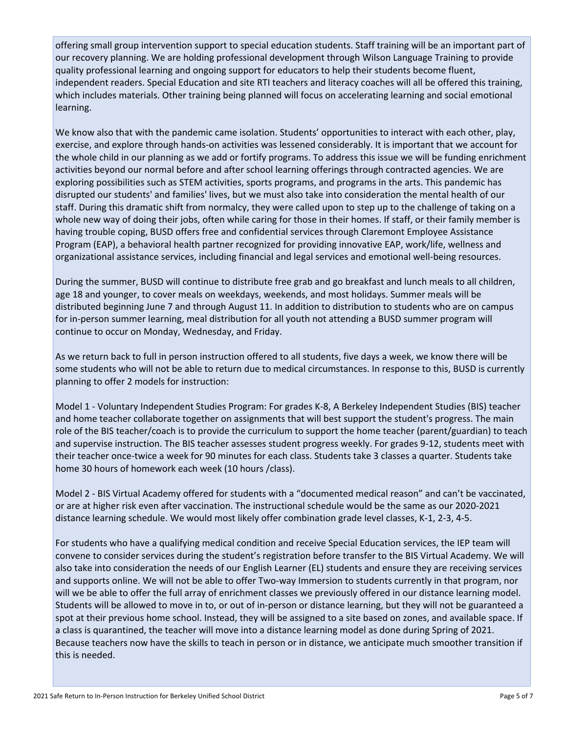offering small group intervention support to special education students. Staff training will be an important part of our recovery planning. We are holding professional development through Wilson Language Training to provide quality professional learning and ongoing support for educators to help their students become fluent, independent readers. Special Education and site RTI teachers and literacy coaches will all be offered this training, which includes materials. Other training being planned will focus on accelerating learning and social emotional learning.

We know also that with the pandemic came isolation. Students' opportunities to interact with each other, play, exercise, and explore through hands-on activities was lessened considerably. It is important that we account for the whole child in our planning as we add or fortify programs. To address this issue we will be funding enrichment activities beyond our normal before and after school learning offerings through contracted agencies. We are exploring possibilities such as STEM activities, sports programs, and programs in the arts. This pandemic has disrupted our students' and families' lives, but we must also take into consideration the mental health of our staff. During this dramatic shift from normalcy, they were called upon to step up to the challenge of taking on a whole new way of doing their jobs, often while caring for those in their homes. If staff, or their family member is having trouble coping, BUSD offers free and confidential services through Claremont Employee Assistance Program (EAP), a behavioral health partner recognized for providing innovative EAP, work/life, wellness and organizational assistance services, including financial and legal services and emotional well-being resources.

During the summer, BUSD will continue to distribute free grab and go breakfast and lunch meals to all children, age 18 and younger, to cover meals on weekdays, weekends, and most holidays. Summer meals will be distributed beginning June 7 and through August 11. In addition to distribution to students who are on campus for in-person summer learning, meal distribution for all youth not attending a BUSD summer program will continue to occur on Monday, Wednesday, and Friday.

As we return back to full in person instruction offered to all students, five days a week, we know there will be some students who will not be able to return due to medical circumstances. In response to this, BUSD is currently planning to offer 2 models for instruction:

Model 1 - Voluntary Independent Studies Program: For grades K-8, A Berkeley Independent Studies (BIS) teacher and home teacher collaborate together on assignments that will best support the student's progress. The main role of the BIS teacher/coach is to provide the curriculum to support the home teacher (parent/guardian) to teach and supervise instruction. The BIS teacher assesses student progress weekly. For grades 9-12, students meet with their teacher once-twice a week for 90 minutes for each class. Students take 3 classes a quarter. Students take home 30 hours of homework each week (10 hours /class).

Model 2 - BIS Virtual Academy offered for students with a "documented medical reason" and can't be vaccinated, or are at higher risk even after vaccination. The instructional schedule would be the same as our 2020-2021 distance learning schedule. We would most likely offer combination grade level classes, K-1, 2-3, 4-5.

For students who have a qualifying medical condition and receive Special Education services, the IEP team will convene to consider services during the student's registration before transfer to the BIS Virtual Academy. We will also take into consideration the needs of our English Learner (EL) students and ensure they are receiving services and supports online. We will not be able to offer Two-way Immersion to students currently in that program, nor will we be able to offer the full array of enrichment classes we previously offered in our distance learning model. Students will be allowed to move in to, or out of in-person or distance learning, but they will not be guaranteed a spot at their previous home school. Instead, they will be assigned to a site based on zones, and available space. If a class is quarantined, the teacher will move into a distance learning model as done during Spring of 2021. Because teachers now have the skills to teach in person or in distance, we anticipate much smoother transition if this is needed.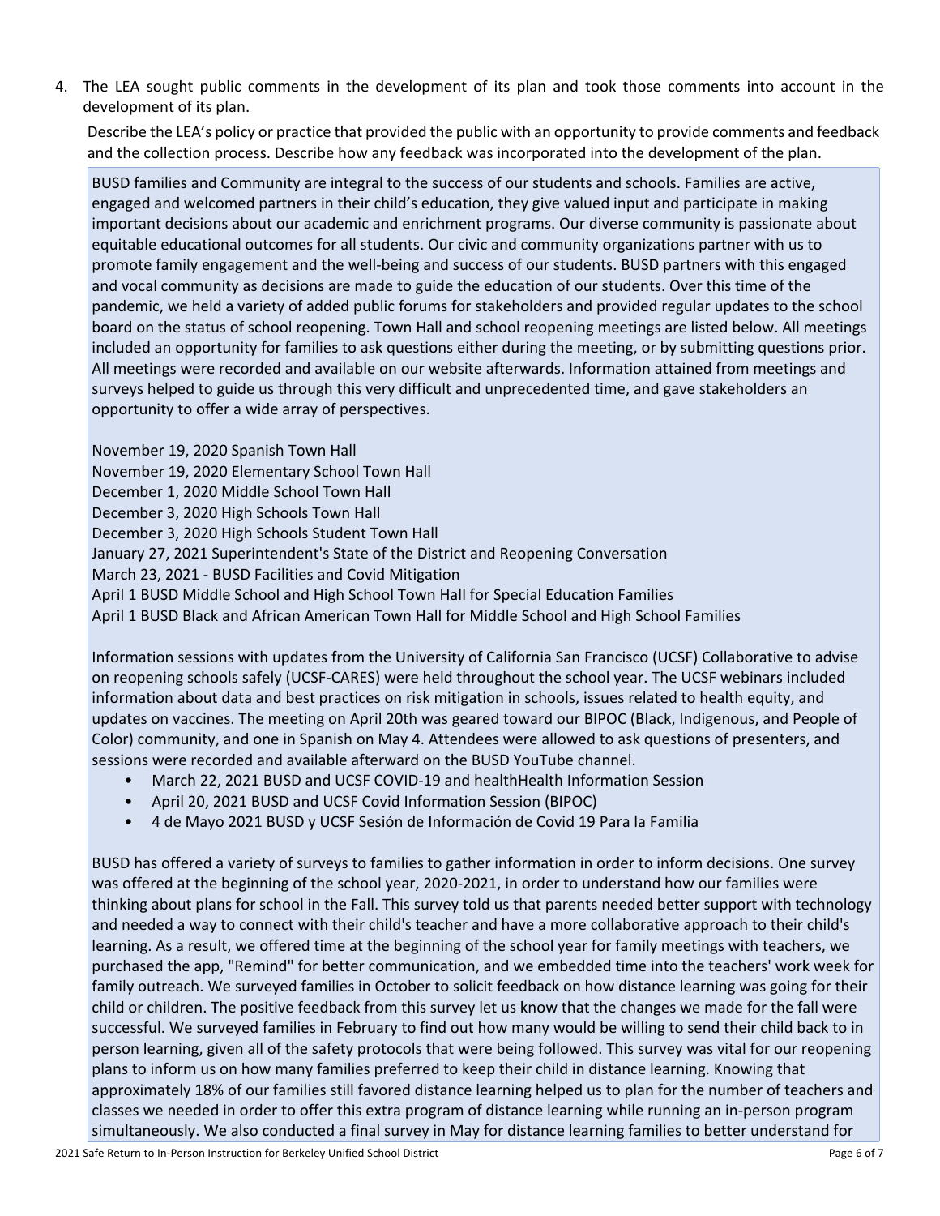4. The LEA sought public comments in the development of its plan and took those comments into account in the development of its plan.

   Describe the LEA's policy or practice that provided the public with an opportunity to provide comments and feedback and the collection process. Describe how any feedback was incorporated into the development of the plan.

BUSD families and Community are integral to the success of our students and schools. Families are active, engaged and welcomed partners in their child's education, they give valued input and participate in making important decisions about our academic and enrichment programs. Our diverse community is passionate about equitable educational outcomes for all students. Our civic and community organizations partner with us to promote family engagement and the well-being and success of our students. BUSD partners with this engaged and vocal community as decisions are made to guide the education of our students. Over this time of the pandemic, we held a variety of added public forums for stakeholders and provided regular updates to the school board on the status of school reopening. Town Hall and school reopening meetings are listed below. All meetings included an opportunity for families to ask questions either during the meeting, or by submitting questions prior. All meetings were recorded and available on our website afterwards. Information attained from meetings and surveys helped to guide us through this very difficult and unprecedented time, and gave stakeholders an opportunity to offer a wide array of perspectives.

November 19, 2020 Spanish Town Hall
November 19, 2020 Elementary School Town Hall
December 1, 2020 Middle School Town Hall
December 3, 2020 High Schools Town Hall
December 3, 2020 High Schools Student Town Hall
January 27, 2021 Superintendent's State of the District and Reopening Conversation
March 23, 2021 - BUSD Facilities and Covid Mitigation
April 1 BUSD Middle School and High School Town Hall for Special Education Families
April 1 BUSD Black and African American Town Hall for Middle School and High School Families

Information sessions with updates from the University of California San Francisco (UCSF) Collaborative to advise on reopening schools safely (UCSF-CARES) were held throughout the school year. The UCSF webinars included information about data and best practices on risk mitigation in schools, issues related to health equity, and updates on vaccines. The meeting on April 20th was geared toward our BIPOC (Black, Indigenous, and People of Color) community, and one in Spanish on May 4. Attendees were allowed to ask questions of presenters, and sessions were recorded and available afterward on the BUSD YouTube channel.

- March 22, 2021 BUSD and UCSF COVID-19 and healthHealth Information Session
- April 20, 2021 BUSD and UCSF Covid Information Session (BIPOC)
- 4 de Mayo 2021 BUSD y UCSF Sesión de Información de Covid 19 Para la Familia

BUSD has offered a variety of surveys to families to gather information in order to inform decisions. One survey was offered at the beginning of the school year, 2020-2021, in order to understand how our families were thinking about plans for school in the Fall. This survey told us that parents needed better support with technology and needed a way to connect with their child's teacher and have a more collaborative approach to their child's learning. As a result, we offered time at the beginning of the school year for family meetings with teachers, we purchased the app, "Remind" for better communication, and we embedded time into the teachers' work week for family outreach. We surveyed families in October to solicit feedback on how distance learning was going for their child or children. The positive feedback from this survey let us know that the changes we made for the fall were successful. We surveyed families in February to find out how many would be willing to send their child back to in person learning, given all of the safety protocols that were being followed. This survey was vital for our reopening plans to inform us on how many families preferred to keep their child in distance learning. Knowing that approximately 18% of our families still favored distance learning helped us to plan for the number of teachers and classes we needed in order to offer this extra program of distance learning while running an in-person program simultaneously. We also conducted a final survey in May for distance learning families to better understand for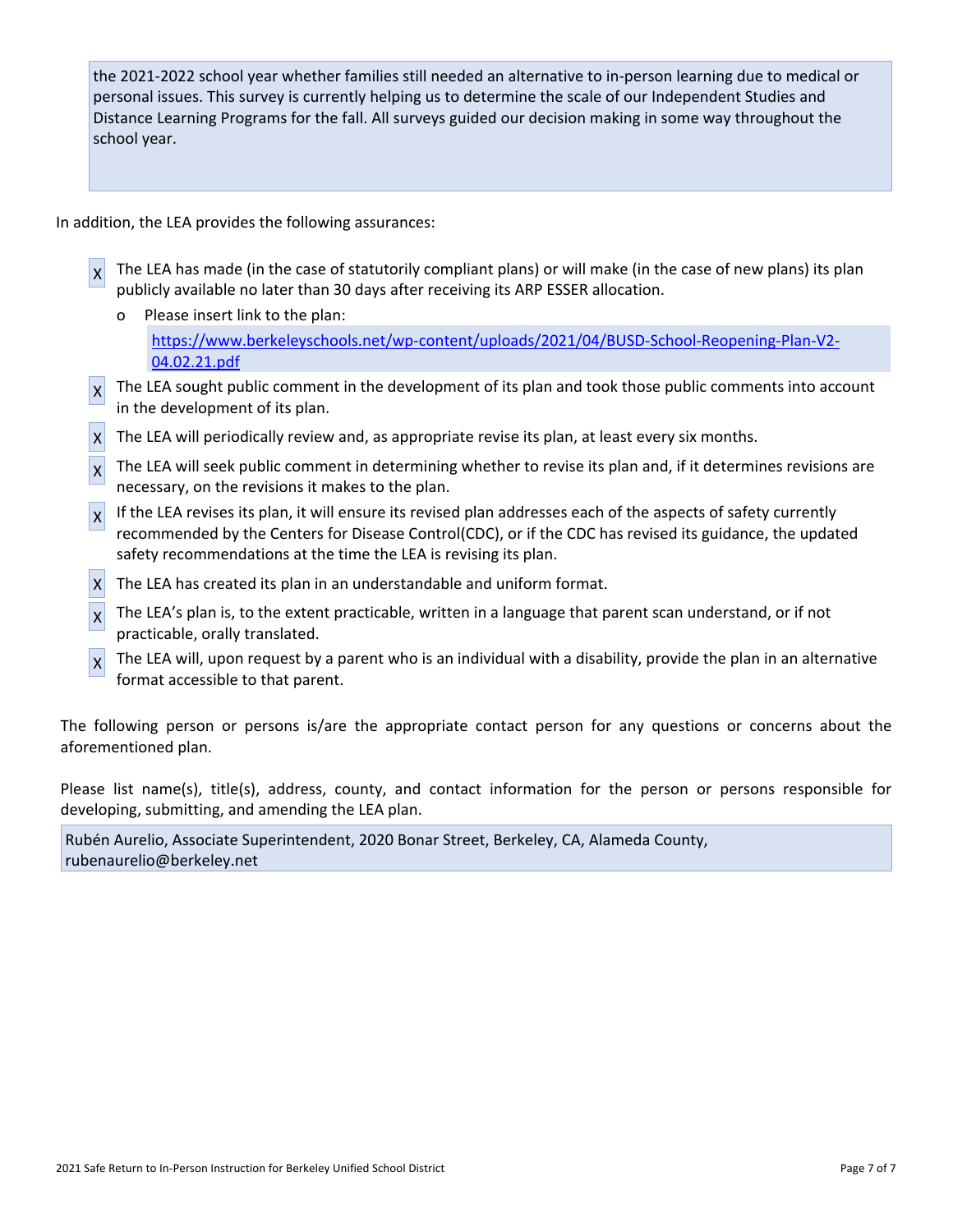the 2021-2022 school year whether families still needed an alternative to in-person learning due to medical or personal issues. This survey is currently helping us to determine the scale of our Independent Studies and Distance Learning Programs for the fall. All surveys guided our decision making in some way throughout the school year.

In addition, the LEA provides the following assurances:

- X The LEA has made (in the case of statutorily compliant plans) or will make (in the case of new plans) its plan publicly available no later than 30 days after receiving its ARP ESSER allocation.
  - o Please insert link to the plan:

    https://www.berkeleyschools.net/wp-content/uploads/2021/04/BUSD-School-Reopening-Plan-V2-04.02.21.pdf
- X The LEA sought public comment in the development of its plan and took those public comments into account in the development of its plan.
- X The LEA will periodically review and, as appropriate revise its plan, at least every six months.
- X The LEA will seek public comment in determining whether to revise its plan and, if it determines revisions are necessary, on the revisions it makes to the plan.
- X If the LEA revises its plan, it will ensure its revised plan addresses each of the aspects of safety currently recommended by the Centers for Disease Control(CDC), or if the CDC has revised its guidance, the updated safety recommendations at the time the LEA is revising its plan.
- X The LEA has created its plan in an understandable and uniform format.
- X The LEA's plan is, to the extent practicable, written in a language that parent scan understand, or if not practicable, orally translated.
- X The LEA will, upon request by a parent who is an individual with a disability, provide the plan in an alternative format accessible to that parent.

The following person or persons is/are the appropriate contact person for any questions or concerns about the aforementioned plan.

Please list name(s), title(s), address, county, and contact information for the person or persons responsible for developing, submitting, and amending the LEA plan.

Rubén Aurelio, Associate Superintendent, 2020 Bonar Street, Berkeley, CA, Alameda County, rubenaurelio@berkeley.net